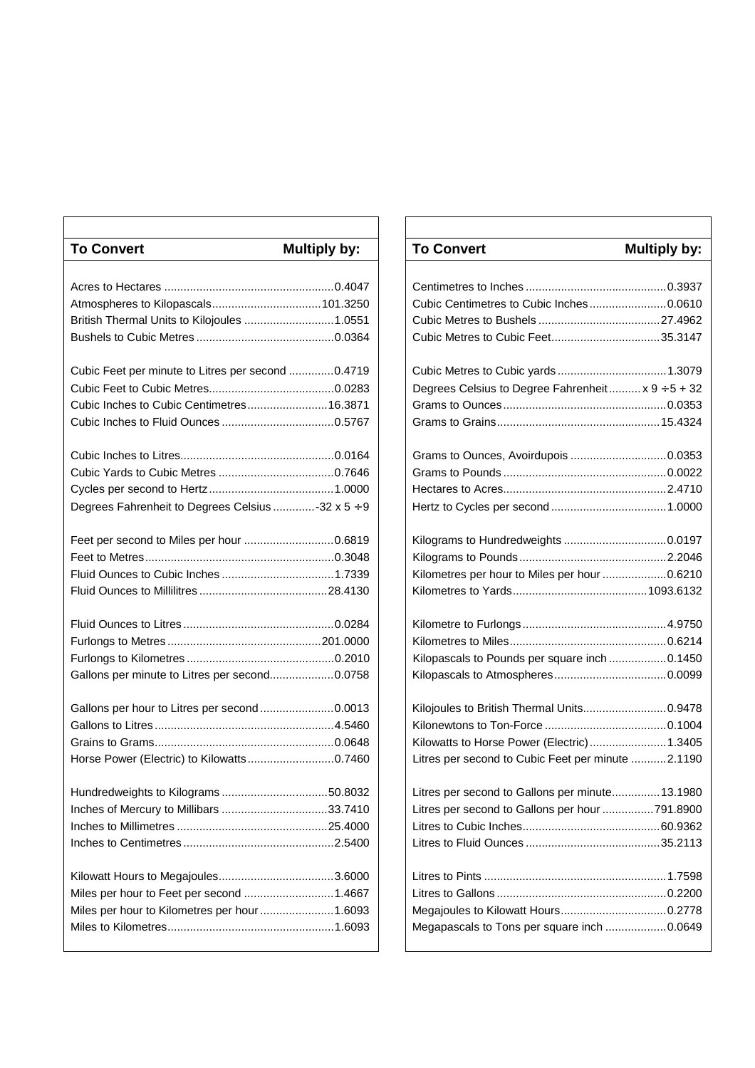| To Convert | Multiply by: |
|---|---|
| Acres to Hectares | 0.4047 |
| Atmospheres to Kilopascals | 101.3250 |
| British Thermal Units to Kilojoules | 1.0551 |
| Bushels to Cubic Metres | 0.0364 |
| Cubic Feet per minute to Litres per second | 0.4719 |
| Cubic Feet to Cubic Metres | 0.0283 |
| Cubic Inches to Cubic Centimetres | 16.3871 |
| Cubic Inches to Fluid Ounces | 0.5767 |
| Cubic Inches to Litres | 0.0164 |
| Cubic Yards to Cubic Metres | 0.7646 |
| Cycles per second to Hertz | 1.0000 |
| Degrees Fahrenheit to Degrees Celsius | -32 x 5 ÷ 9 |
| Feet per second to Miles per hour | 0.6819 |
| Feet to Metres | 0.3048 |
| Fluid Ounces to Cubic Inches | 1.7339 |
| Fluid Ounces to Millilitres | 28.4130 |
| Fluid Ounces to Litres | 0.0284 |
| Furlongs to Metres | 201.0000 |
| Furlongs to Kilometres | 0.2010 |
| Gallons per minute to Litres per second | 0.0758 |
| Gallons per hour to Litres per second | 0.0013 |
| Gallons to Litres | 4.5460 |
| Grains to Grams | 0.0648 |
| Horse Power (Electric) to Kilowatts | 0.7460 |
| Hundredweights to Kilograms | 50.8032 |
| Inches of Mercury to Millibars | 33.7410 |
| Inches to Millimetres | 25.4000 |
| Inches to Centimetres | 2.5400 |
| Kilowatt Hours to Megajoules | 3.6000 |
| Miles per hour to Feet per second | 1.4667 |
| Miles per hour to Kilometres per hour | 1.6093 |
| Miles to Kilometres | 1.6093 |

| To Convert | Multiply by: |
|---|---|
| Centimetres to Inches | 0.3937 |
| Cubic Centimetres to Cubic Inches | 0.0610 |
| Cubic Metres to Bushels | 27.4962 |
| Cubic Metres to Cubic Feet | 35.3147 |
| Cubic Metres to Cubic yards | 1.3079 |
| Degrees Celsius to Degree Fahrenheit | x 9 ÷ 5 + 32 |
| Grams to Ounces | 0.0353 |
| Grams to Grains | 15.4324 |
| Grams to Ounces, Avoirdupois | 0.0353 |
| Grams to Pounds | 0.0022 |
| Hectares to Acres | 2.4710 |
| Hertz to Cycles per second | 1.0000 |
| Kilograms to Hundredweights | 0.0197 |
| Kilograms to Pounds | 2.2046 |
| Kilometres per hour to Miles per hour | 0.6210 |
| Kilometres to Yards | 1093.6132 |
| Kilometre to Furlongs | 4.9750 |
| Kilometres to Miles | 0.6214 |
| Kilopascals to Pounds per square inch | 0.1450 |
| Kilopascals to Atmospheres | 0.0099 |
| Kilojoules to British Thermal Units | 0.9478 |
| Kilonewtons to Ton-Force | 0.1004 |
| Kilowatts to Horse Power (Electric) | 1.3405 |
| Litres per second to Cubic Feet per minute | 2.1190 |
| Litres per second to Gallons per minute | 13.1980 |
| Litres per second to Gallons per hour | 791.8900 |
| Litres to Cubic Inches | 60.9362 |
| Litres to Fluid Ounces | 35.2113 |
| Litres to Pints | 1.7598 |
| Litres to Gallons | 0.2200 |
| Megajoules to Kilowatt Hours | 0.2778 |
| Megapascals to Tons per square inch | 0.0649 |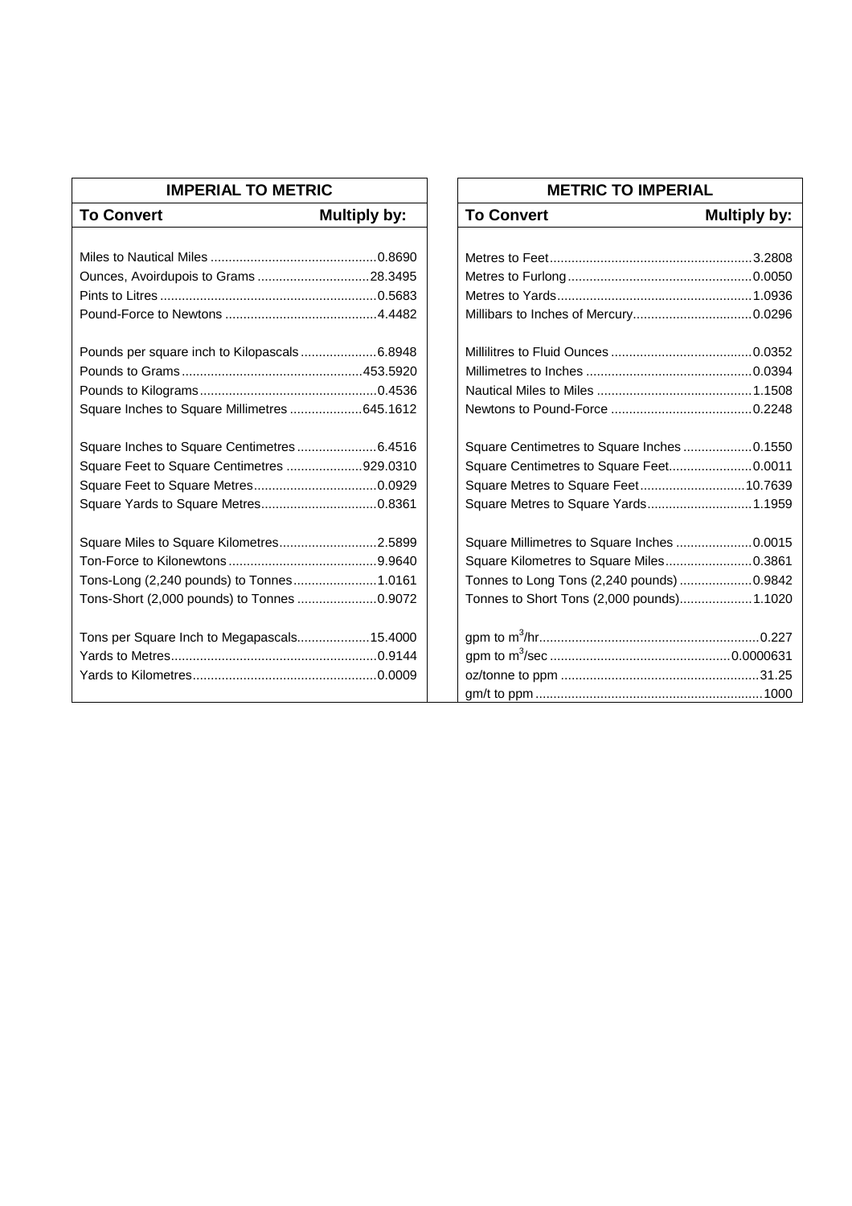| IMPERIAL TO METRIC | |
|---|---|
| **To Convert** | **Multiply by:** |
| Miles to Nautical Miles | 0.8690 |
| Ounces, Avoirdupois to Grams | 28.3495 |
| Pints to Litres | 0.5683 |
| Pound-Force to Newtons | 4.4482 |
| Pounds per square inch to Kilopascals | 6.8948 |
| Pounds to Grams | 453.5920 |
| Pounds to Kilograms | 0.4536 |
| Square Inches to Square Millimetres | 645.1612 |
| Square Inches to Square Centimetres | 6.4516 |
| Square Feet to Square Centimetres | 929.0310 |
| Square Feet to Square Metres | 0.0929 |
| Square Yards to Square Metres | 0.8361 |
| Square Miles to Square Kilometres | 2.5899 |
| Ton-Force to Kilonewtons | 9.9640 |
| Tons-Long (2,240 pounds) to Tonnes | 1.0161 |
| Tons-Short (2,000 pounds) to Tonnes | 0.9072 |
| Tons per Square Inch to Megapascals | 15.4000 |
| Yards to Metres | 0.9144 |
| Yards to Kilometres | 0.0009 |

| METRIC TO IMPERIAL | |
|---|---|
| **To Convert** | **Multiply by:** |
| Metres to Feet | 3.2808 |
| Metres to Furlong | 0.0050 |
| Metres to Yards | 1.0936 |
| Millibars to Inches of Mercury | 0.0296 |
| Millilitres to Fluid Ounces | 0.0352 |
| Millimetres to Inches | 0.0394 |
| Nautical Miles to Miles | 1.1508 |
| Newtons to Pound-Force | 0.2248 |
| Square Centimetres to Square Inches | 0.1550 |
| Square Centimetres to Square Feet | 0.0011 |
| Square Metres to Square Feet | 10.7639 |
| Square Metres to Square Yards | 1.1959 |
| Square Millimetres to Square Inches | 0.0015 |
| Square Kilometres to Square Miles | 0.3861 |
| Tonnes to Long Tons (2,240 pounds) | 0.9842 |
| Tonnes to Short Tons (2,000 pounds) | 1.1020 |
| gpm to $m^3$/hr | 0.227 |
| gpm to $m^3$/sec | 0.0000631 |
| oz/tonne to ppm | 31.25 |
| gm/t to ppm | 1000 |